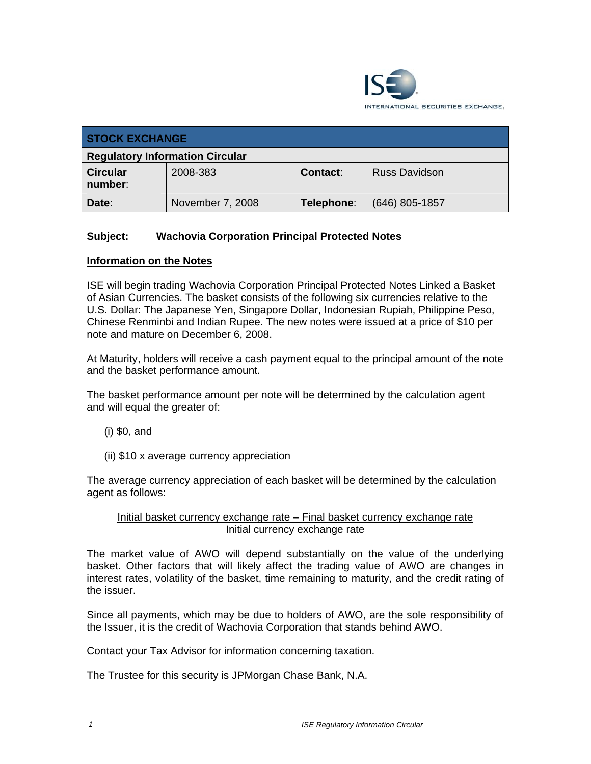ISE INTERNATIONAL SECURITIES EXCHANGE.

| STOCK EXCHANGE | | | |
|---|---|---|---|
| **Regulatory Information Circular** | | | |
| **Circular number**: | 2008-383 | **Contact**: | Russ Davidson |
| **Date**: | November 7, 2008 | **Telephone**: | (646) 805-1857 |

**Subject: Wachovia Corporation Principal Protected Notes**

**Information on the Notes**

ISE will begin trading Wachovia Corporation Principal Protected Notes Linked a Basket of Asian Currencies. The basket consists of the following six currencies relative to the U.S. Dollar: The Japanese Yen, Singapore Dollar, Indonesian Rupiah, Philippine Peso, Chinese Renminbi and Indian Rupee. The new notes were issued at a price of $10 per note and mature on December 6, 2008.

At Maturity, holders will receive a cash payment equal to the principal amount of the note and the basket performance amount.

The basket performance amount per note will be determined by the calculation agent and will equal the greater of:

(i) $0, and

(ii) $10 x average currency appreciation

The average currency appreciation of each basket will be determined by the calculation agent as follows:

$$\frac{\text{Initial basket currency exchange rate} - \text{Final basket currency exchange rate}}{\text{Initial currency exchange rate}}$$

The market value of AWO will depend substantially on the value of the underlying basket. Other factors that will likely affect the trading value of AWO are changes in interest rates, volatility of the basket, time remaining to maturity, and the credit rating of the issuer.

Since all payments, which may be due to holders of AWO, are the sole responsibility of the Issuer, it is the credit of Wachovia Corporation that stands behind AWO.

Contact your Tax Advisor for information concerning taxation.

The Trustee for this security is JPMorgan Chase Bank, N.A.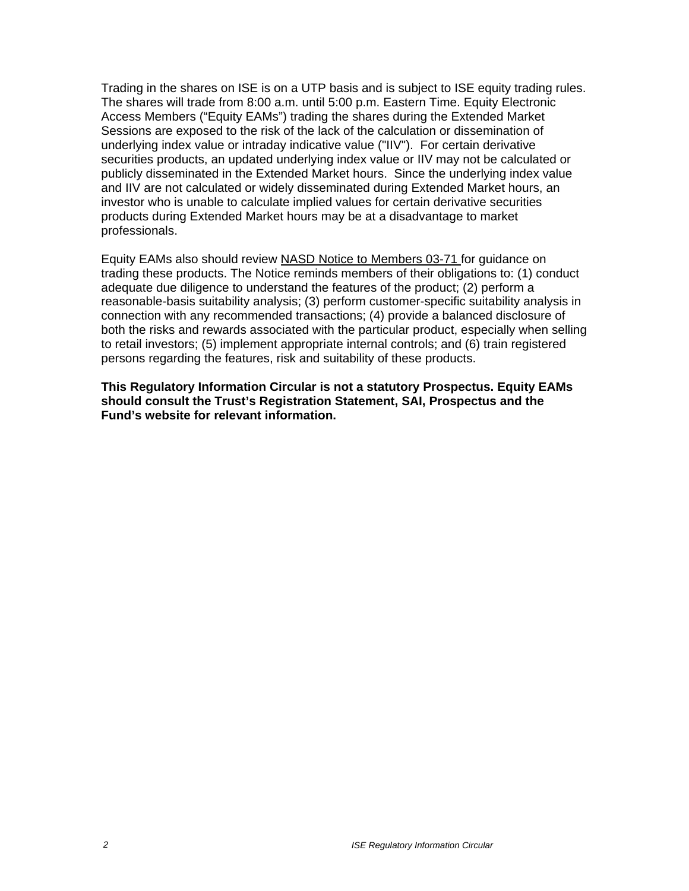Trading in the shares on ISE is on a UTP basis and is subject to ISE equity trading rules. The shares will trade from 8:00 a.m. until 5:00 p.m. Eastern Time. Equity Electronic Access Members (“Equity EAMs”) trading the shares during the Extended Market Sessions are exposed to the risk of the lack of the calculation or dissemination of underlying index value or intraday indicative value ("IIV"). For certain derivative securities products, an updated underlying index value or IIV may not be calculated or publicly disseminated in the Extended Market hours. Since the underlying index value and IIV are not calculated or widely disseminated during Extended Market hours, an investor who is unable to calculate implied values for certain derivative securities products during Extended Market hours may be at a disadvantage to market professionals.

Equity EAMs also should review NASD Notice to Members 03-71 for guidance on trading these products. The Notice reminds members of their obligations to: (1) conduct adequate due diligence to understand the features of the product; (2) perform a reasonable-basis suitability analysis; (3) perform customer-specific suitability analysis in connection with any recommended transactions; (4) provide a balanced disclosure of both the risks and rewards associated with the particular product, especially when selling to retail investors; (5) implement appropriate internal controls; and (6) train registered persons regarding the features, risk and suitability of these products.

**This Regulatory Information Circular is not a statutory Prospectus. Equity EAMs should consult the Trust’s Registration Statement, SAI, Prospectus and the Fund’s website for relevant information.**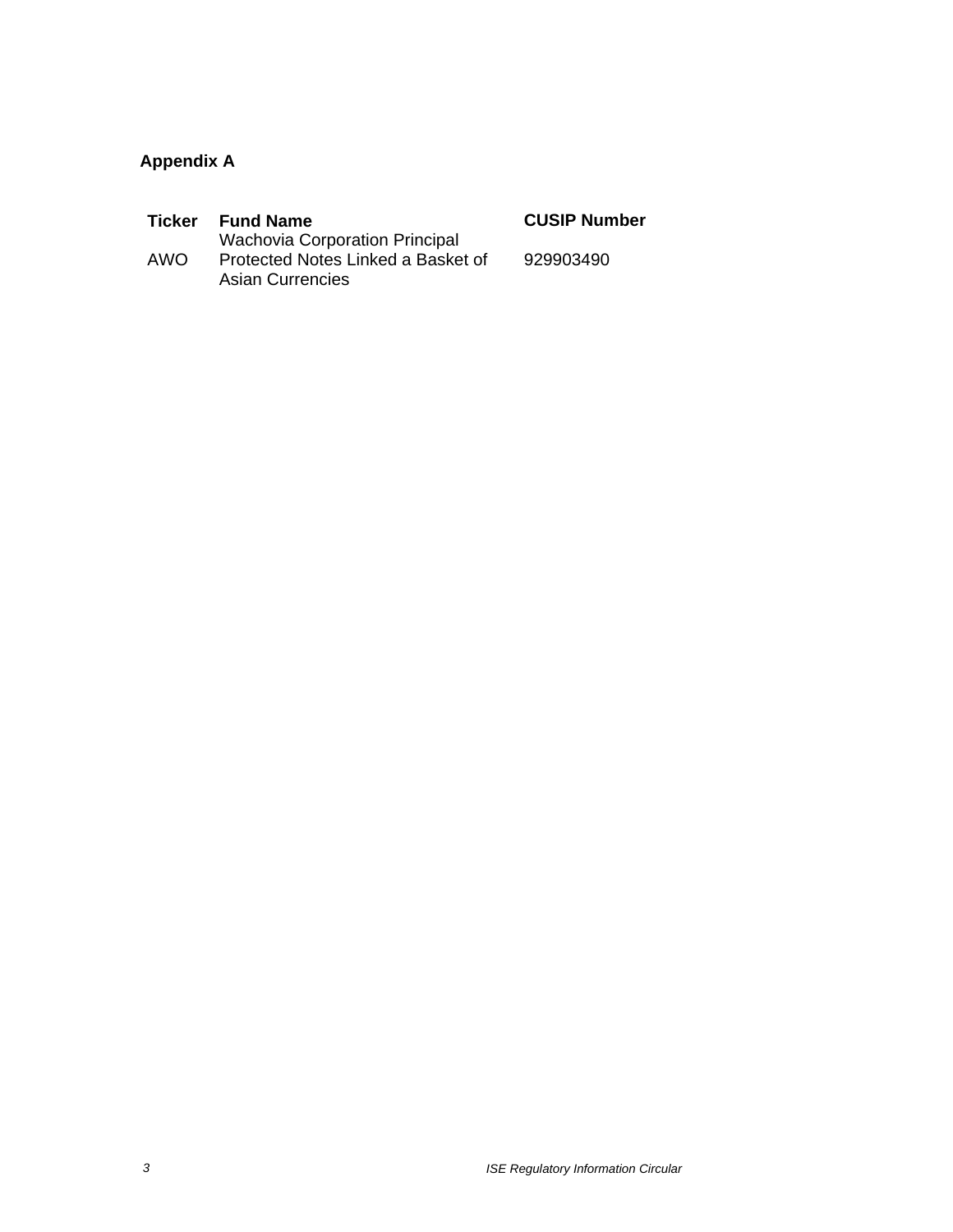## Appendix A

| Ticker | Fund Name | CUSIP Number |
|---|---|---|
| AWO | Wachovia Corporation Principal Protected Notes Linked a Basket of Asian Currencies | 929903490 |